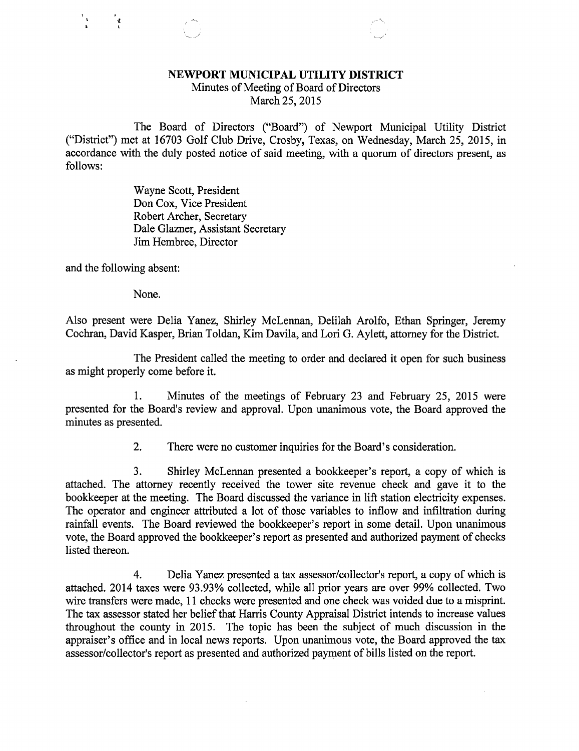# NEWPORT MUNICIPAL UTILITY DISTRICT

Minutes of Meeting of Board of Directors
March 25, 2015

The Board of Directors ("Board") of Newport Municipal Utility District ("District") met at 16703 Golf Club Drive, Crosby, Texas, on Wednesday, March 25, 2015, in accordance with the duly posted notice of said meeting, with a quorum of directors present, as follows:

Wayne Scott, President
Don Cox, Vice President
Robert Archer, Secretary
Dale Glazner, Assistant Secretary
Jim Hembree, Director

and the following absent:

None.

Also present were Delia Yanez, Shirley McLennan, Delilah Arolfo, Ethan Springer, Jeremy Cochran, David Kasper, Brian Toldan, Kim Davila, and Lori G. Aylett, attorney for the District.

The President called the meeting to order and declared it open for such business as might properly come before it.

1. Minutes of the meetings of February 23 and February 25, 2015 were presented for the Board's review and approval. Upon unanimous vote, the Board approved the minutes as presented.

2. There were no customer inquiries for the Board's consideration.

3. Shirley McLennan presented a bookkeeper's report, a copy of which is attached. The attorney recently received the tower site revenue check and gave it to the bookkeeper at the meeting. The Board discussed the variance in lift station electricity expenses. The operator and engineer attributed a lot of those variables to inflow and infiltration during rainfall events. The Board reviewed the bookkeeper's report in some detail. Upon unanimous vote, the Board approved the bookkeeper's report as presented and authorized payment of checks listed thereon.

4. Delia Yanez presented a tax assessor/collector's report, a copy of which is attached. 2014 taxes were 93.93% collected, while all prior years are over 99% collected. Two wire transfers were made, 11 checks were presented and one check was voided due to a misprint. The tax assessor stated her belief that Harris County Appraisal District intends to increase values throughout the county in 2015. The topic has been the subject of much discussion in the appraiser's office and in local news reports. Upon unanimous vote, the Board approved the tax assessor/collector's report as presented and authorized payment of bills listed on the report.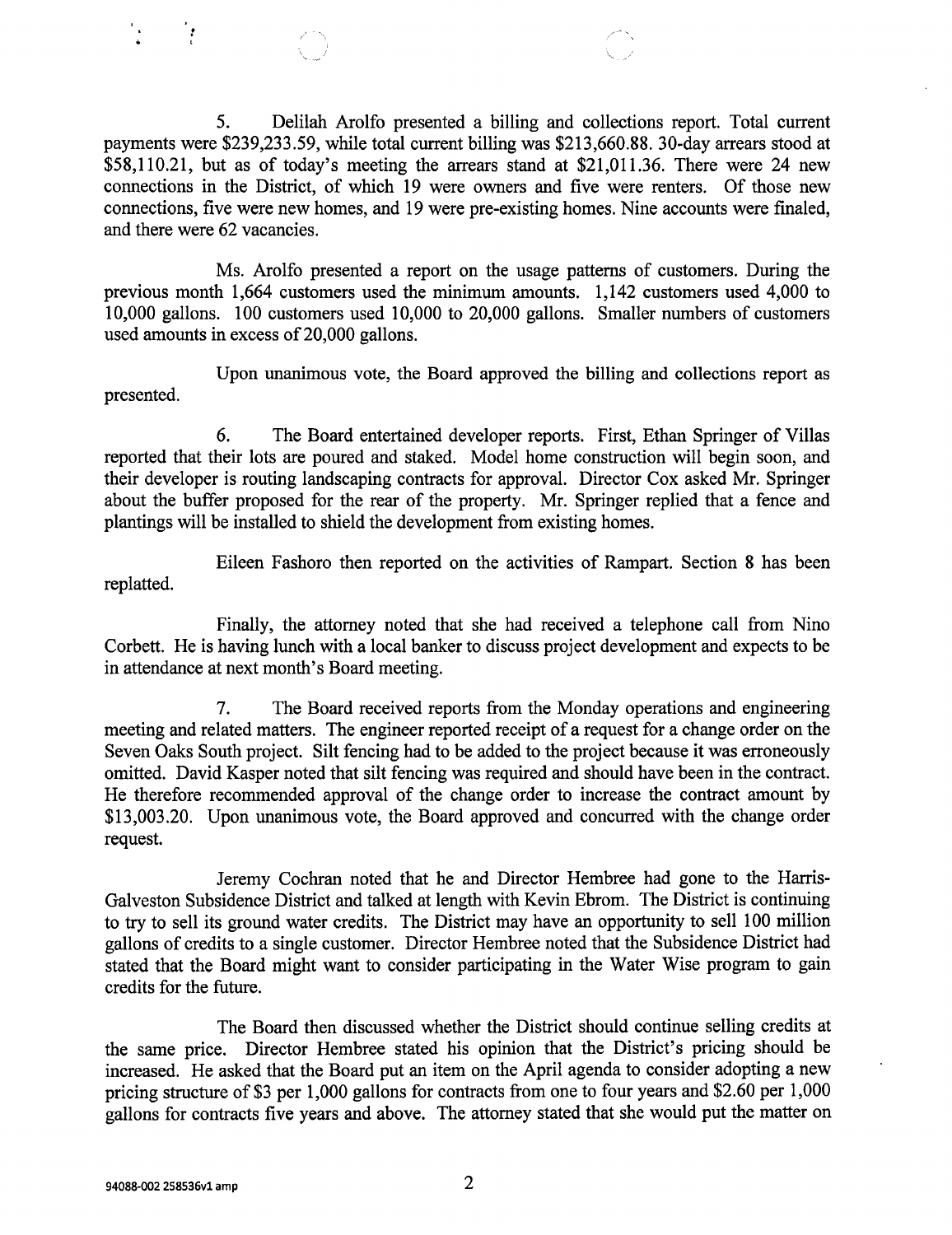5. Delilah Arolfo presented a billing and collections report. Total current payments were $239,233.59, while total current billing was $213,660.88. 30-day arrears stood at $58,110.21, but as of today's meeting the arrears stand at $21,011.36. There were 24 new connections in the District, of which 19 were owners and five were renters. Of those new connections, five were new homes, and 19 were pre-existing homes. Nine accounts were finaled, and there were 62 vacancies.

Ms. Arolfo presented a report on the usage patterns of customers. During the previous month 1,664 customers used the minimum amounts. 1,142 customers used 4,000 to 10,000 gallons. 100 customers used 10,000 to 20,000 gallons. Smaller numbers of customers used amounts in excess of 20,000 gallons.

Upon unanimous vote, the Board approved the billing and collections report as presented.

6. The Board entertained developer reports. First, Ethan Springer of Villas reported that their lots are poured and staked. Model home construction will begin soon, and their developer is routing landscaping contracts for approval. Director Cox asked Mr. Springer about the buffer proposed for the rear of the property. Mr. Springer replied that a fence and plantings will be installed to shield the development from existing homes.

Eileen Fashoro then reported on the activities of Rampart. Section 8 has been replatted.

Finally, the attorney noted that she had received a telephone call from Nino Corbett. He is having lunch with a local banker to discuss project development and expects to be in attendance at next month's Board meeting.

7. The Board received reports from the Monday operations and engineering meeting and related matters. The engineer reported receipt of a request for a change order on the Seven Oaks South project. Silt fencing had to be added to the project because it was erroneously omitted. David Kasper noted that silt fencing was required and should have been in the contract. He therefore recommended approval of the change order to increase the contract amount by $13,003.20. Upon unanimous vote, the Board approved and concurred with the change order request.

Jeremy Cochran noted that he and Director Hembree had gone to the Harris-Galveston Subsidence District and talked at length with Kevin Ebrom. The District is continuing to try to sell its ground water credits. The District may have an opportunity to sell 100 million gallons of credits to a single customer. Director Hembree noted that the Subsidence District had stated that the Board might want to consider participating in the Water Wise program to gain credits for the future.

The Board then discussed whether the District should continue selling credits at the same price. Director Hembree stated his opinion that the District's pricing should be increased. He asked that the Board put an item on the April agenda to consider adopting a new pricing structure of $3 per 1,000 gallons for contracts from one to four years and $2.60 per 1,000 gallons for contracts five years and above. The attorney stated that she would put the matter on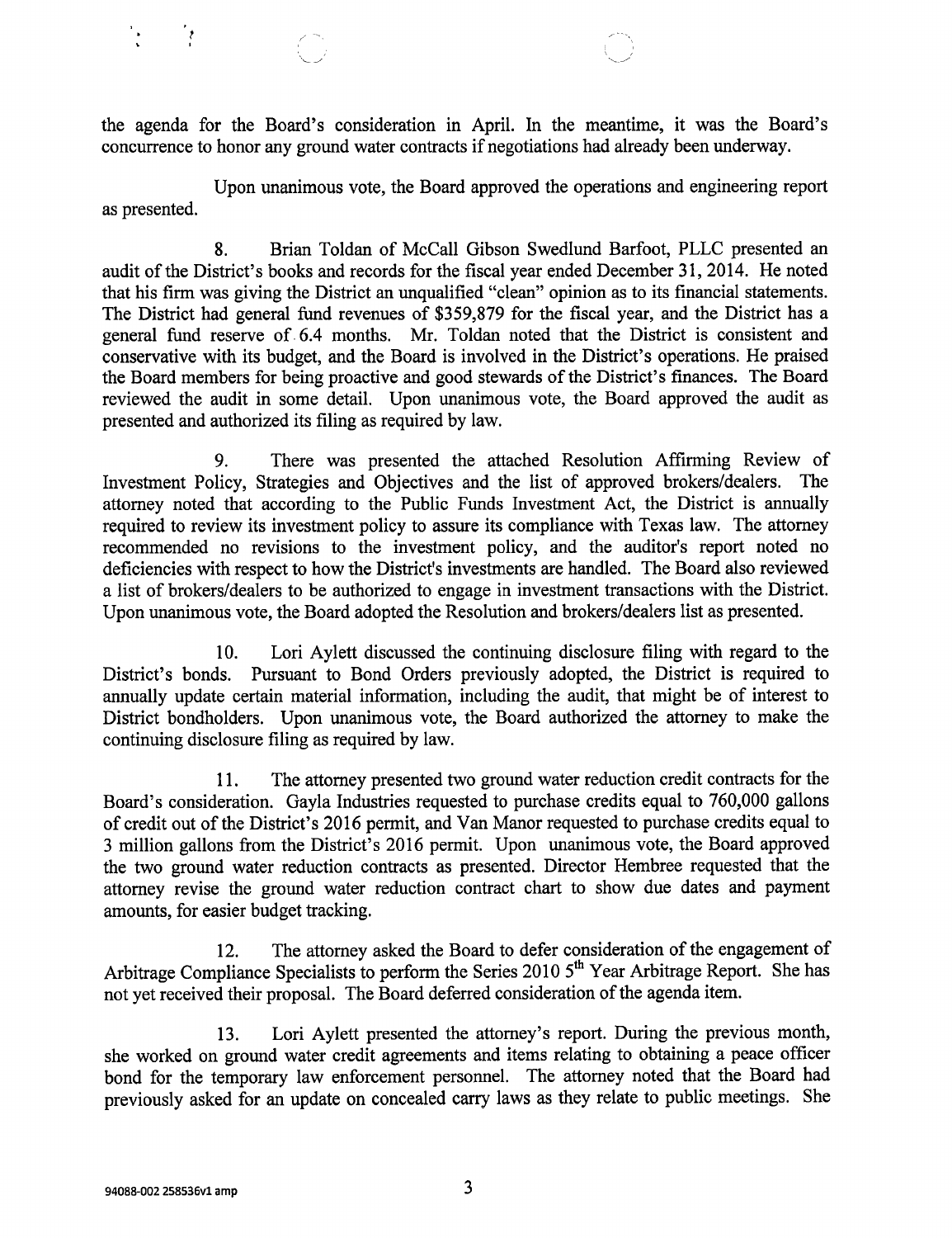the agenda for the Board's consideration in April. In the meantime, it was the Board's concurrence to honor any ground water contracts if negotiations had already been underway.

Upon unanimous vote, the Board approved the operations and engineering report as presented.

8. Brian Toldan of McCall Gibson Swedlund Barfoot, PLLC presented an audit of the District's books and records for the fiscal year ended December 31, 2014. He noted that his firm was giving the District an unqualified "clean" opinion as to its financial statements. The District had general fund revenues of $359,879 for the fiscal year, and the District has a general fund reserve of 6.4 months. Mr. Toldan noted that the District is consistent and conservative with its budget, and the Board is involved in the District's operations. He praised the Board members for being proactive and good stewards of the District's finances. The Board reviewed the audit in some detail. Upon unanimous vote, the Board approved the audit as presented and authorized its filing as required by law.

9. There was presented the attached Resolution Affirming Review of Investment Policy, Strategies and Objectives and the list of approved brokers/dealers. The attorney noted that according to the Public Funds Investment Act, the District is annually required to review its investment policy to assure its compliance with Texas law. The attorney recommended no revisions to the investment policy, and the auditor's report noted no deficiencies with respect to how the District's investments are handled. The Board also reviewed a list of brokers/dealers to be authorized to engage in investment transactions with the District. Upon unanimous vote, the Board adopted the Resolution and brokers/dealers list as presented.

10. Lori Aylett discussed the continuing disclosure filing with regard to the District's bonds. Pursuant to Bond Orders previously adopted, the District is required to annually update certain material information, including the audit, that might be of interest to District bondholders. Upon unanimous vote, the Board authorized the attorney to make the continuing disclosure filing as required by law.

11. The attorney presented two ground water reduction credit contracts for the Board's consideration. Gayla Industries requested to purchase credits equal to 760,000 gallons of credit out of the District's 2016 permit, and Van Manor requested to purchase credits equal to 3 million gallons from the District's 2016 permit. Upon unanimous vote, the Board approved the two ground water reduction contracts as presented. Director Hembree requested that the attorney revise the ground water reduction contract chart to show due dates and payment amounts, for easier budget tracking.

12. The attorney asked the Board to defer consideration of the engagement of Arbitrage Compliance Specialists to perform the Series 2010 5th Year Arbitrage Report. She has not yet received their proposal. The Board deferred consideration of the agenda item.

13. Lori Aylett presented the attorney's report. During the previous month, she worked on ground water credit agreements and items relating to obtaining a peace officer bond for the temporary law enforcement personnel. The attorney noted that the Board had previously asked for an update on concealed carry laws as they relate to public meetings. She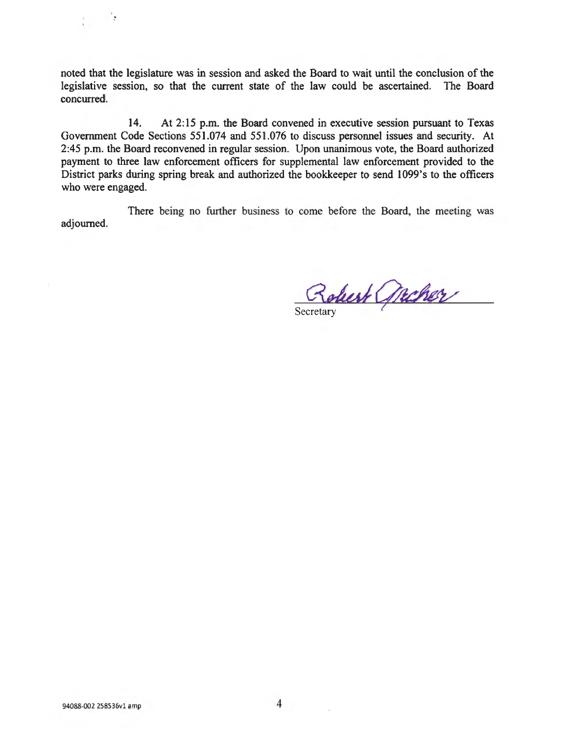noted that the legislature was in session and asked the Board to wait until the conclusion of the legislative session, so that the current state of the law could be ascertained. The Board concurred.

14. At 2:15 p.m. the Board convened in executive session pursuant to Texas Government Code Sections 551.074 and 551.076 to discuss personnel issues and security. At 2:45 p.m. the Board reconvened in regular session. Upon unanimous vote, the Board authorized payment to three law enforcement officers for supplemental law enforcement provided to the District parks during spring break and authorized the bookkeeper to send 1099's to the officers who were engaged.

There being no further business to come before the Board, the meeting was adjourned.

Robert Archer

Secretary

94088-002 258536v1 amp